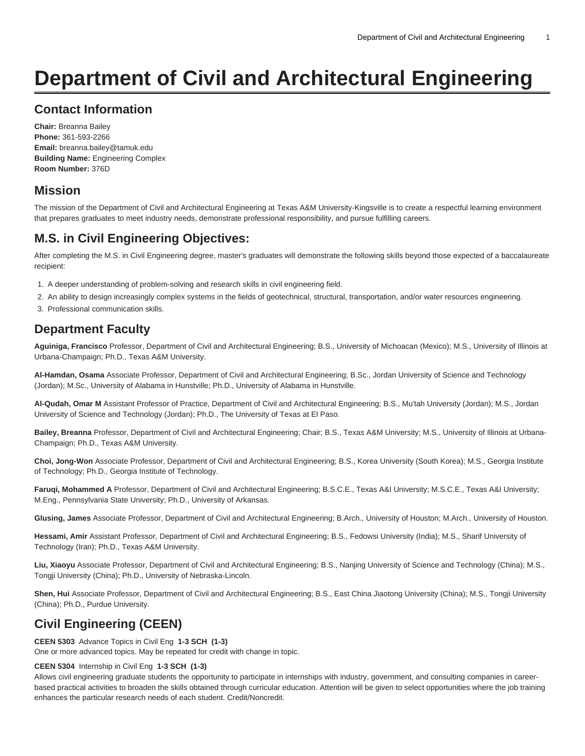# Department of Civil and Architectural Engineering

## Contact Information

**Chair:** Breanna Bailey
**Phone:** 361-593-2266
**Email:** breanna.bailey@tamuk.edu
**Building Name:** Engineering Complex
**Room Number:** 376D

## Mission

The mission of the Department of Civil and Architectural Engineering at Texas A&M University-Kingsville is to create a respectful learning environment that prepares graduates to meet industry needs, demonstrate professional responsibility, and pursue fulfilling careers.

## M.S. in Civil Engineering Objectives:

After completing the M.S. in Civil Engineering degree, master's graduates will demonstrate the following skills beyond those expected of a baccalaureate recipient:

1. A deeper understanding of problem-solving and research skills in civil engineering field.
2. An ability to design increasingly complex systems in the fields of geotechnical, structural, transportation, and/or water resources engineering.
3. Professional communication skills.

## Department Faculty

**Aguiniga, Francisco** Professor, Department of Civil and Architectural Engineering; B.S., University of Michoacan (Mexico); M.S., University of Illinois at Urbana-Champaign; Ph.D., Texas A&M University.

**Al-Hamdan, Osama** Associate Professor, Department of Civil and Architectural Engineering; B.Sc., Jordan University of Science and Technology (Jordan); M.Sc., University of Alabama in Hunstville; Ph.D., University of Alabama in Hunstville.

**Al-Qudah, Omar M** Assistant Professor of Practice, Department of Civil and Architectural Engineering; B.S., Mu'tah University (Jordan); M.S., Jordan University of Science and Technology (Jordan); Ph.D., The University of Texas at El Paso.

**Bailey, Breanna** Professor, Department of Civil and Architectural Engineering; Chair; B.S., Texas A&M University; M.S., University of Illinois at Urbana-Champaign; Ph.D., Texas A&M University.

**Choi, Jong-Won** Associate Professor, Department of Civil and Architectural Engineering; B.S., Korea University (South Korea); M.S., Georgia Institute of Technology; Ph.D., Georgia Institute of Technology.

**Faruqi, Mohammed A** Professor, Department of Civil and Architectural Engineering; B.S.C.E., Texas A&I University; M.S.C.E., Texas A&I University; M.Eng., Pennsylvania State University; Ph.D., University of Arkansas.

**Glusing, James** Associate Professor, Department of Civil and Architectural Engineering; B.Arch., University of Houston; M.Arch., University of Houston.

**Hessami, Amir** Assistant Professor, Department of Civil and Architectural Engineering; B.S., Fedowsi University (India); M.S., Sharif University of Technology (Iran); Ph.D., Texas A&M University.

**Liu, Xiaoyu** Associate Professor, Department of Civil and Architectural Engineering; B.S., Nanjing University of Science and Technology (China); M.S., Tongji University (China); Ph.D., University of Nebraska-Lincoln.

**Shen, Hui** Associate Professor, Department of Civil and Architectural Engineering; B.S., East China Jiaotong University (China); M.S., Tongji University (China); Ph.D., Purdue University.

## Civil Engineering (CEEN)

**CEEN 5303** Advance Topics in Civil Eng **1-3 SCH (1-3)**
One or more advanced topics. May be repeated for credit with change in topic.

**CEEN 5304** Internship in Civil Eng **1-3 SCH (1-3)**
Allows civil engineering graduate students the opportunity to participate in internships with industry, government, and consulting companies in career-based practical activities to broaden the skills obtained through curricular education. Attention will be given to select opportunities where the job training enhances the particular research needs of each student. Credit/Noncredit.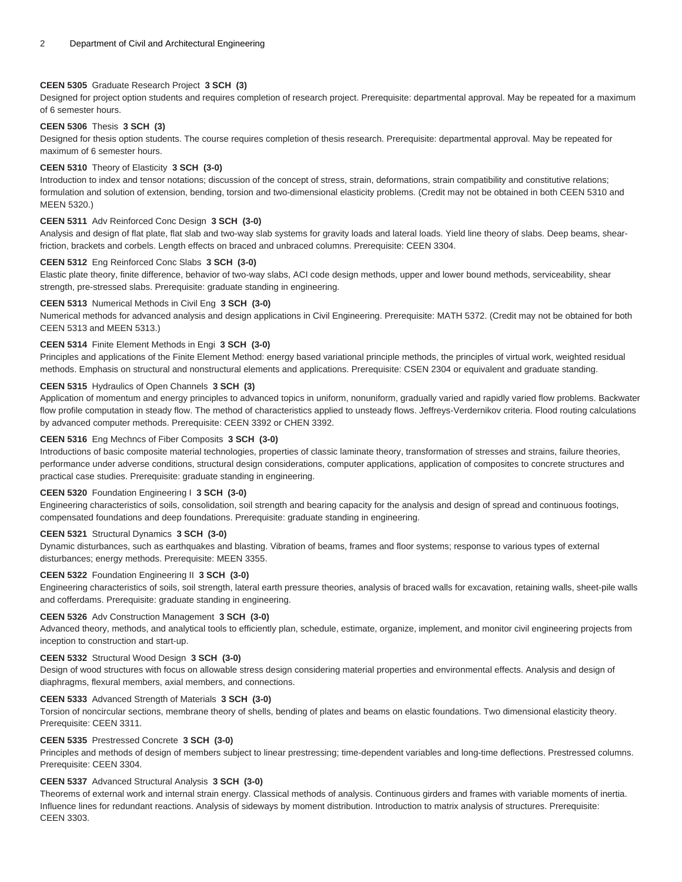**CEEN 5305** Graduate Research Project **3 SCH (3)**

Designed for project option students and requires completion of research project. Prerequisite: departmental approval. May be repeated for a maximum of 6 semester hours.

**CEEN 5306** Thesis **3 SCH (3)**

Designed for thesis option students. The course requires completion of thesis research. Prerequisite: departmental approval. May be repeated for maximum of 6 semester hours.

**CEEN 5310** Theory of Elasticity **3 SCH (3-0)**

Introduction to index and tensor notations; discussion of the concept of stress, strain, deformations, strain compatibility and constitutive relations; formulation and solution of extension, bending, torsion and two-dimensional elasticity problems. (Credit may not be obtained in both CEEN 5310 and MEEN 5320.)

**CEEN 5311** Adv Reinforced Conc Design **3 SCH (3-0)**

Analysis and design of flat plate, flat slab and two-way slab systems for gravity loads and lateral loads. Yield line theory of slabs. Deep beams, shear-friction, brackets and corbels. Length effects on braced and unbraced columns. Prerequisite: CEEN 3304.

**CEEN 5312** Eng Reinforced Conc Slabs **3 SCH (3-0)**

Elastic plate theory, finite difference, behavior of two-way slabs, ACI code design methods, upper and lower bound methods, serviceability, shear strength, pre-stressed slabs. Prerequisite: graduate standing in engineering.

**CEEN 5313** Numerical Methods in Civil Eng **3 SCH (3-0)**

Numerical methods for advanced analysis and design applications in Civil Engineering. Prerequisite: MATH 5372. (Credit may not be obtained for both CEEN 5313 and MEEN 5313.)

**CEEN 5314** Finite Element Methods in Engi **3 SCH (3-0)**

Principles and applications of the Finite Element Method: energy based variational principle methods, the principles of virtual work, weighted residual methods. Emphasis on structural and nonstructural elements and applications. Prerequisite: CSEN 2304 or equivalent and graduate standing.

**CEEN 5315** Hydraulics of Open Channels **3 SCH (3)**

Application of momentum and energy principles to advanced topics in uniform, nonuniform, gradually varied and rapidly varied flow problems. Backwater flow profile computation in steady flow. The method of characteristics applied to unsteady flows. Jeffreys-Verdernikov criteria. Flood routing calculations by advanced computer methods. Prerequisite: CEEN 3392 or CHEN 3392.

**CEEN 5316** Eng Mechncs of Fiber Composits **3 SCH (3-0)**

Introductions of basic composite material technologies, properties of classic laminate theory, transformation of stresses and strains, failure theories, performance under adverse conditions, structural design considerations, computer applications, application of composites to concrete structures and practical case studies. Prerequisite: graduate standing in engineering.

**CEEN 5320** Foundation Engineering I **3 SCH (3-0)**

Engineering characteristics of soils, consolidation, soil strength and bearing capacity for the analysis and design of spread and continuous footings, compensated foundations and deep foundations. Prerequisite: graduate standing in engineering.

**CEEN 5321** Structural Dynamics **3 SCH (3-0)**

Dynamic disturbances, such as earthquakes and blasting. Vibration of beams, frames and floor systems; response to various types of external disturbances; energy methods. Prerequisite: MEEN 3355.

**CEEN 5322** Foundation Engineering II **3 SCH (3-0)**

Engineering characteristics of soils, soil strength, lateral earth pressure theories, analysis of braced walls for excavation, retaining walls, sheet-pile walls and cofferdams. Prerequisite: graduate standing in engineering.

**CEEN 5326** Adv Construction Management **3 SCH (3-0)**

Advanced theory, methods, and analytical tools to efficiently plan, schedule, estimate, organize, implement, and monitor civil engineering projects from inception to construction and start-up.

**CEEN 5332** Structural Wood Design **3 SCH (3-0)**

Design of wood structures with focus on allowable stress design considering material properties and environmental effects. Analysis and design of diaphragms, flexural members, axial members, and connections.

**CEEN 5333** Advanced Strength of Materials **3 SCH (3-0)**

Torsion of noncircular sections, membrane theory of shells, bending of plates and beams on elastic foundations. Two dimensional elasticity theory. Prerequisite: CEEN 3311.

**CEEN 5335** Prestressed Concrete **3 SCH (3-0)**

Principles and methods of design of members subject to linear prestressing; time-dependent variables and long-time deflections. Prestressed columns. Prerequisite: CEEN 3304.

**CEEN 5337** Advanced Structural Analysis **3 SCH (3-0)**

Theorems of external work and internal strain energy. Classical methods of analysis. Continuous girders and frames with variable moments of inertia. Influence lines for redundant reactions. Analysis of sideways by moment distribution. Introduction to matrix analysis of structures. Prerequisite: CEEN 3303.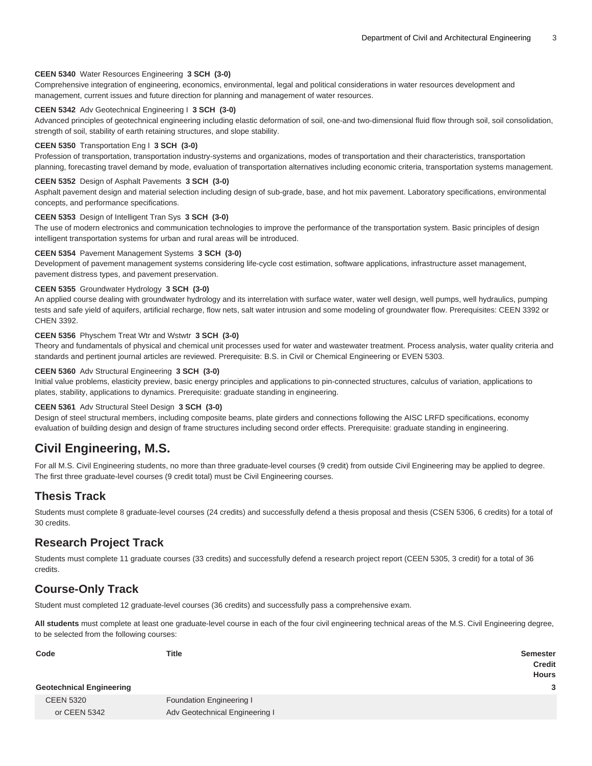**CEEN 5340** Water Resources Engineering **3 SCH (3-0)**
Comprehensive integration of engineering, economics, environmental, legal and political considerations in water resources development and management, current issues and future direction for planning and management of water resources.

**CEEN 5342** Adv Geotechnical Engineering I **3 SCH (3-0)**
Advanced principles of geotechnical engineering including elastic deformation of soil, one-and two-dimensional fluid flow through soil, soil consolidation, strength of soil, stability of earth retaining structures, and slope stability.

**CEEN 5350** Transportation Eng I **3 SCH (3-0)**
Profession of transportation, transportation industry-systems and organizations, modes of transportation and their characteristics, transportation planning, forecasting travel demand by mode, evaluation of transportation alternatives including economic criteria, transportation systems management.

**CEEN 5352** Design of Asphalt Pavements **3 SCH (3-0)**
Asphalt pavement design and material selection including design of sub-grade, base, and hot mix pavement. Laboratory specifications, environmental concepts, and performance specifications.

**CEEN 5353** Design of Intelligent Tran Sys **3 SCH (3-0)**
The use of modern electronics and communication technologies to improve the performance of the transportation system. Basic principles of design intelligent transportation systems for urban and rural areas will be introduced.

**CEEN 5354** Pavement Management Systems **3 SCH (3-0)**
Development of pavement management systems considering life-cycle cost estimation, software applications, infrastructure asset management, pavement distress types, and pavement preservation.

**CEEN 5355** Groundwater Hydrology **3 SCH (3-0)**
An applied course dealing with groundwater hydrology and its interrelation with surface water, water well design, well pumps, well hydraulics, pumping tests and safe yield of aquifers, artificial recharge, flow nets, salt water intrusion and some modeling of groundwater flow. Prerequisites: CEEN 3392 or CHEN 3392.

**CEEN 5356** Physchem Treat Wtr and Wstwtr **3 SCH (3-0)**
Theory and fundamentals of physical and chemical unit processes used for water and wastewater treatment. Process analysis, water quality criteria and standards and pertinent journal articles are reviewed. Prerequisite: B.S. in Civil or Chemical Engineering or EVEN 5303.

**CEEN 5360** Adv Structural Engineering **3 SCH (3-0)**
Initial value problems, elasticity preview, basic energy principles and applications to pin-connected structures, calculus of variation, applications to plates, stability, applications to dynamics. Prerequisite: graduate standing in engineering.

**CEEN 5361** Adv Structural Steel Design **3 SCH (3-0)**
Design of steel structural members, including composite beams, plate girders and connections following the AISC LRFD specifications, economy evaluation of building design and design of frame structures including second order effects. Prerequisite: graduate standing in engineering.

# Civil Engineering, M.S.

For all M.S. Civil Engineering students, no more than three graduate-level courses (9 credit) from outside Civil Engineering may be applied to degree. The first three graduate-level courses (9 credit total) must be Civil Engineering courses.

## Thesis Track

Students must complete 8 graduate-level courses (24 credits) and successfully defend a thesis proposal and thesis (CSEN 5306, 6 credits) for a total of 30 credits.

## Research Project Track

Students must complete 11 graduate courses (33 credits) and successfully defend a research project report (CEEN 5305, 3 credit) for a total of 36 credits.

## Course-Only Track

Student must completed 12 graduate-level courses (36 credits) and successfully pass a comprehensive exam.

**All students** must complete at least one graduate-level course in each of the four civil engineering technical areas of the M.S. Civil Engineering degree, to be selected from the following courses:

| Code | Title | Semester Credit Hours |
|---|---|---|
| **Geotechnical Engineering** | | **3** |
| CEEN 5320 | Foundation Engineering I | |
| or CEEN 5342 | Adv Geotechnical Engineering I | |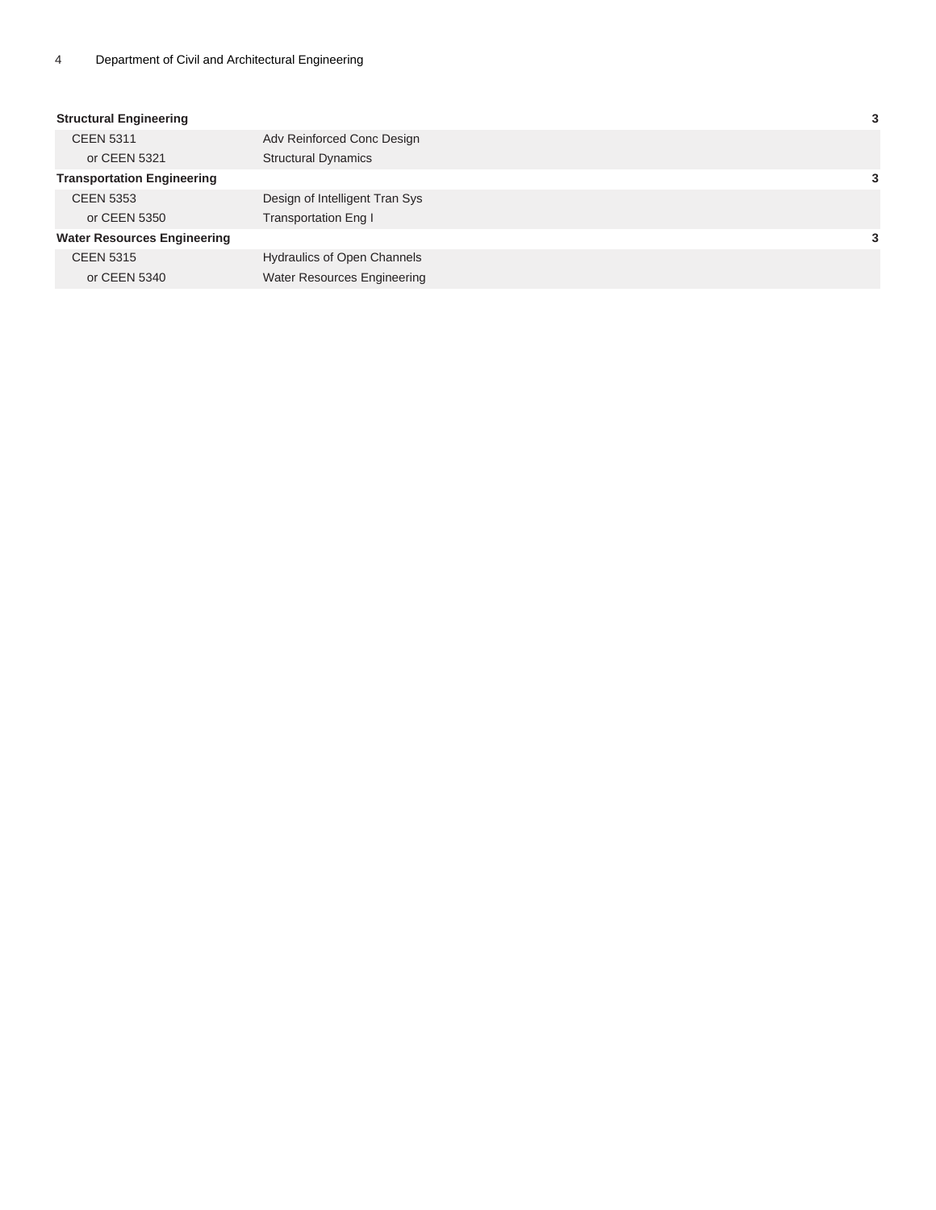| | | |
|---|---|---|
| **Structural Engineering** | | **3** |
| CEEN 5311 | Adv Reinforced Conc Design | |
| or CEEN 5321 | Structural Dynamics | |
| **Transportation Engineering** | | **3** |
| CEEN 5353 | Design of Intelligent Tran Sys | |
| or CEEN 5350 | Transportation Eng I | |
| **Water Resources Engineering** | | **3** |
| CEEN 5315 | Hydraulics of Open Channels | |
| or CEEN 5340 | Water Resources Engineering | |